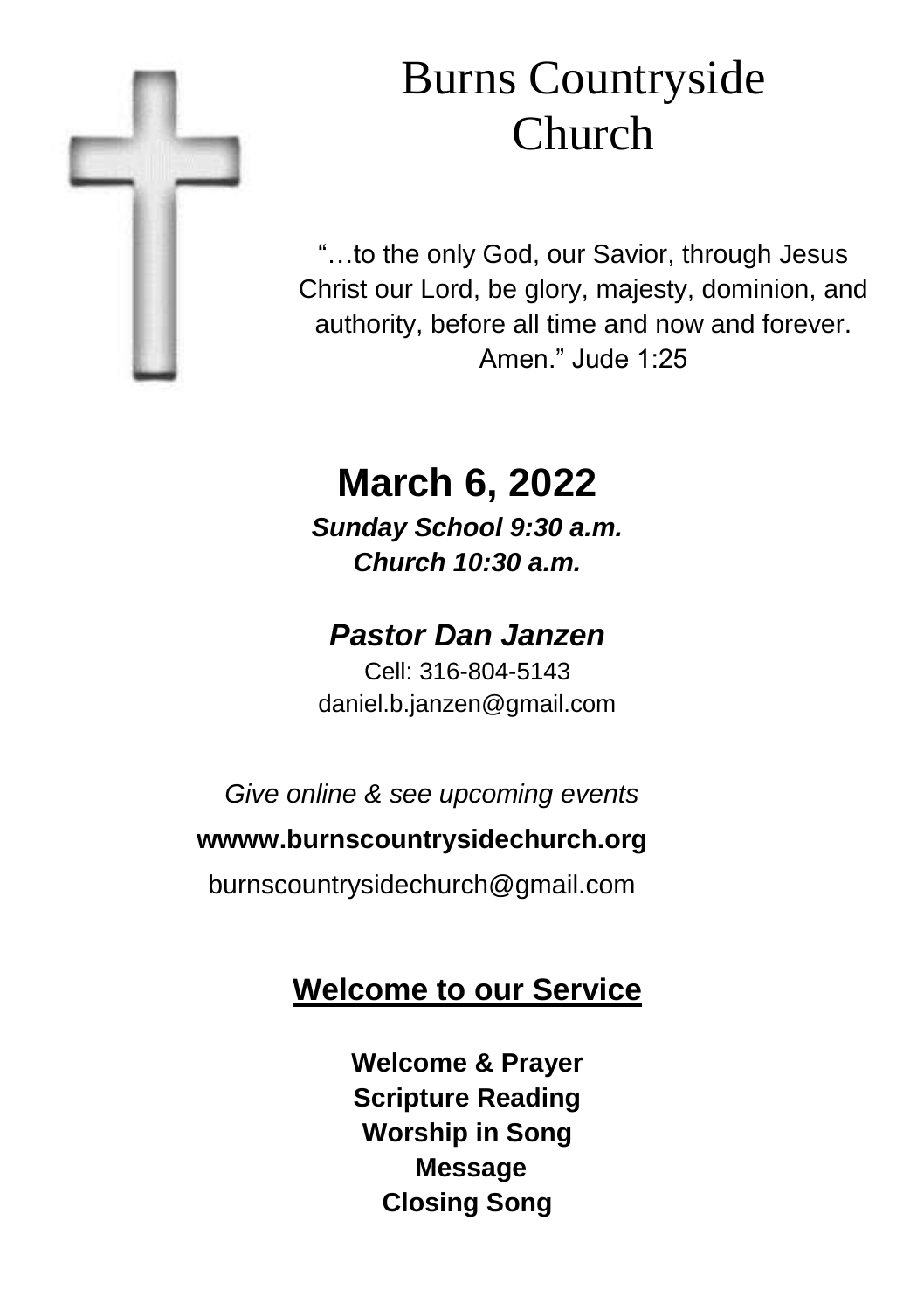# Burns Countryside Church

"…to the only God, our Savior, through Jesus Christ our Lord, be glory, majesty, dominion, and authority, before all time and now and forever. Amen." Jude 1:25

## March 6, 2022

***Sunday School 9:30 a.m.***
***Church 10:30 a.m.***

### *Pastor Dan Janzen*

Cell: 316-804-5143
daniel.b.janzen@gmail.com

*Give online & see upcoming events*

**wwww.burnscountrysidechurch.org**

burnscountrysidechurch@gmail.com

## Welcome to our Service

**Welcome & Prayer**
**Scripture Reading**
**Worship in Song**
**Message**
**Closing Song**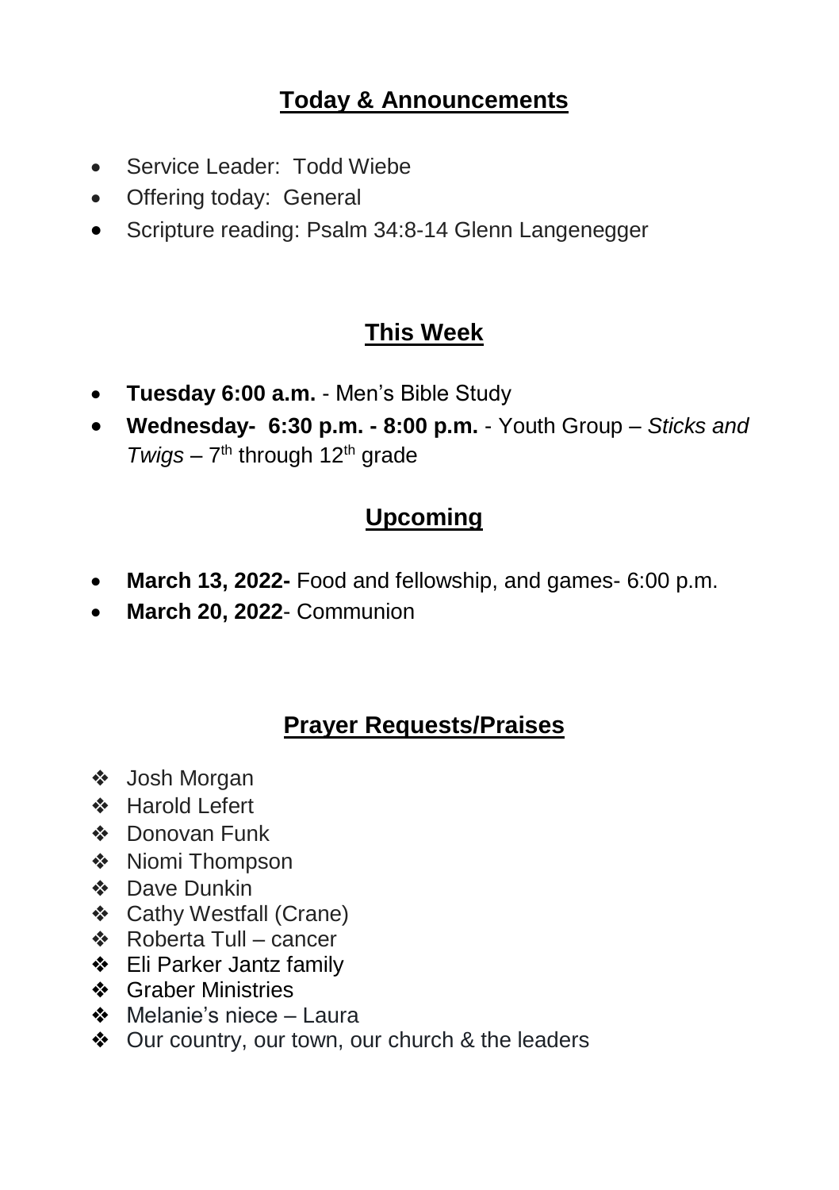## Today & Announcements

- Service Leader: Todd Wiebe
- Offering today: General
- Scripture reading: Psalm 34:8-14 Glenn Langenegger

## This Week

- **Tuesday 6:00 a.m.** - Men's Bible Study
- **Wednesday- 6:30 p.m. - 8:00 p.m.** - Youth Group – *Sticks and Twigs* – 7th through 12th grade

## Upcoming

- **March 13, 2022-** Food and fellowship, and games- 6:00 p.m.
- **March 20, 2022**- Communion

## Prayer Requests/Praises

- Josh Morgan
- Harold Lefert
- Donovan Funk
- Niomi Thompson
- Dave Dunkin
- Cathy Westfall (Crane)
- Roberta Tull – cancer
- Eli Parker Jantz family
- Graber Ministries
- Melanie's niece – Laura
- Our country, our town, our church & the leaders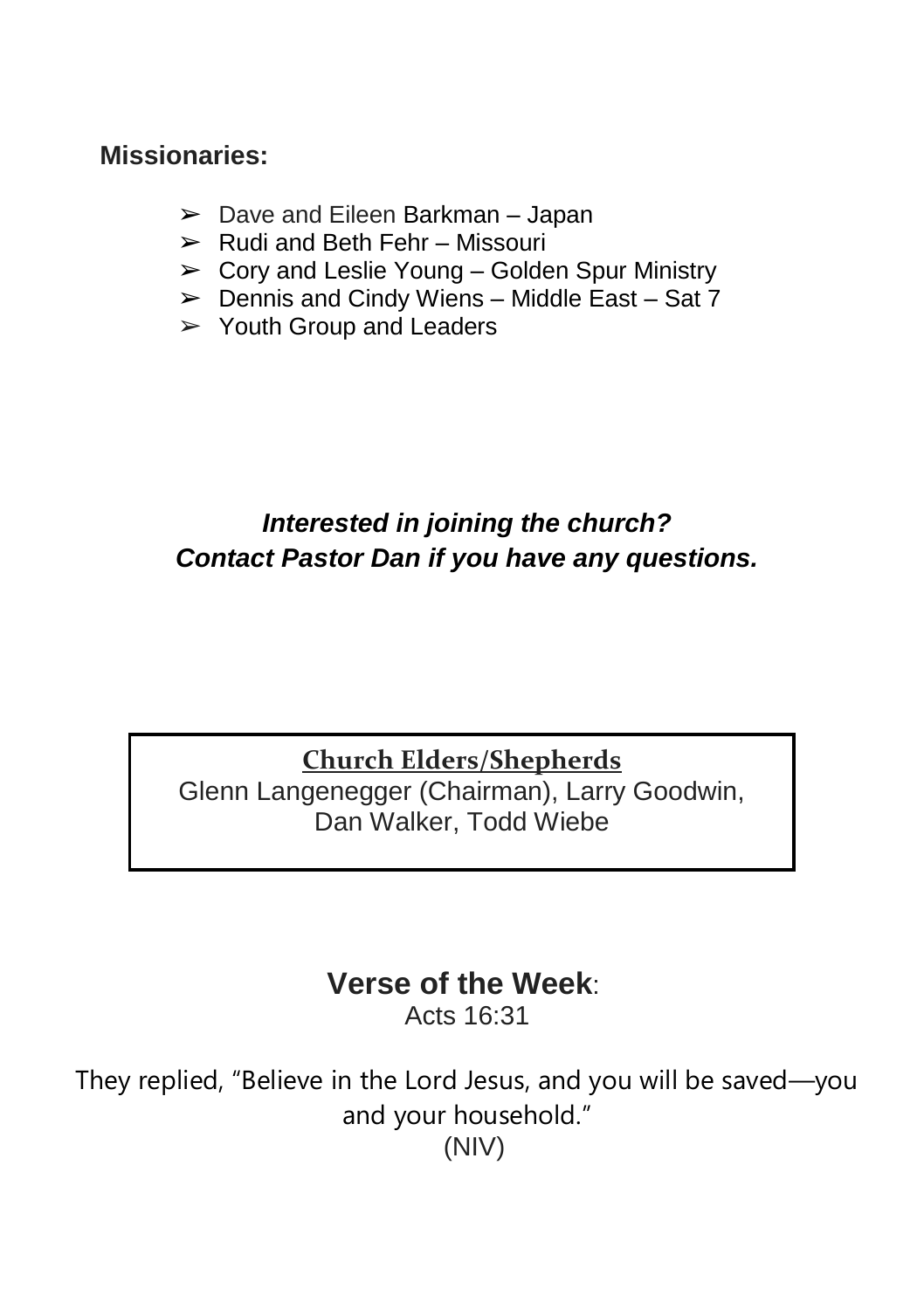**Missionaries:**

- ➢ Dave and Eileen Barkman – Japan
- ➢ Rudi and Beth Fehr – Missouri
- ➢ Cory and Leslie Young – Golden Spur Ministry
- ➢ Dennis and Cindy Wiens – Middle East – Sat 7
- ➢ Youth Group and Leaders

***Interested in joining the church?***
***Contact Pastor Dan if you have any questions.***

**Church Elders/Shepherds**

Glenn Langenegger (Chairman), Larry Goodwin, Dan Walker, Todd Wiebe

## Verse of the Week:

Acts 16:31

They replied, "Believe in the Lord Jesus, and you will be saved—you and your household."
(NIV)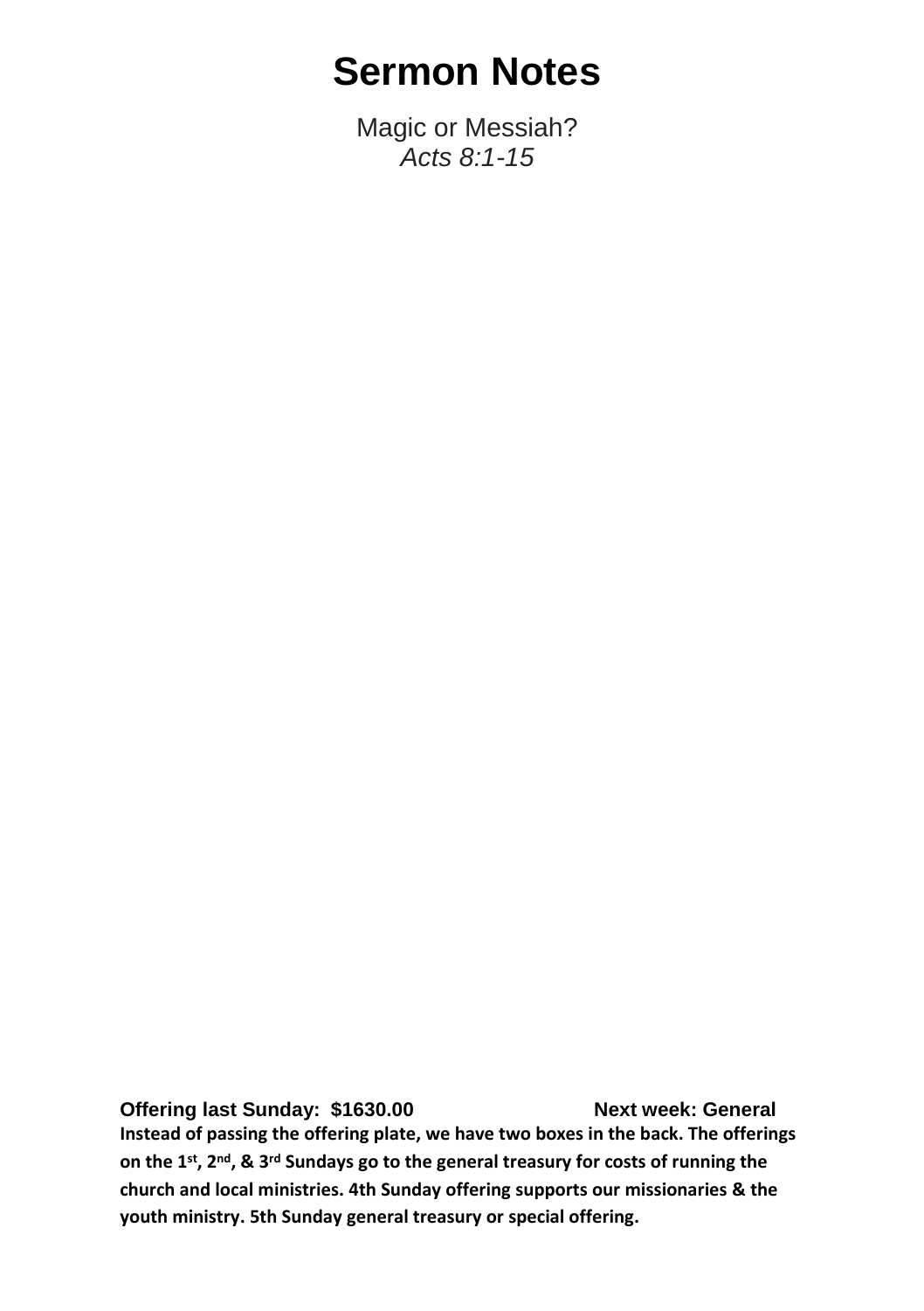# Sermon Notes

Magic or Messiah?

*Acts 8:1-15*

**Offering last Sunday: $1630.00** **Next week: General**

**Instead of passing the offering plate, we have two boxes in the back. The offerings on the 1st, 2nd, & 3rd Sundays go to the general treasury for costs of running the church and local ministries. 4th Sunday offering supports our missionaries & the youth ministry. 5th Sunday general treasury or special offering.**